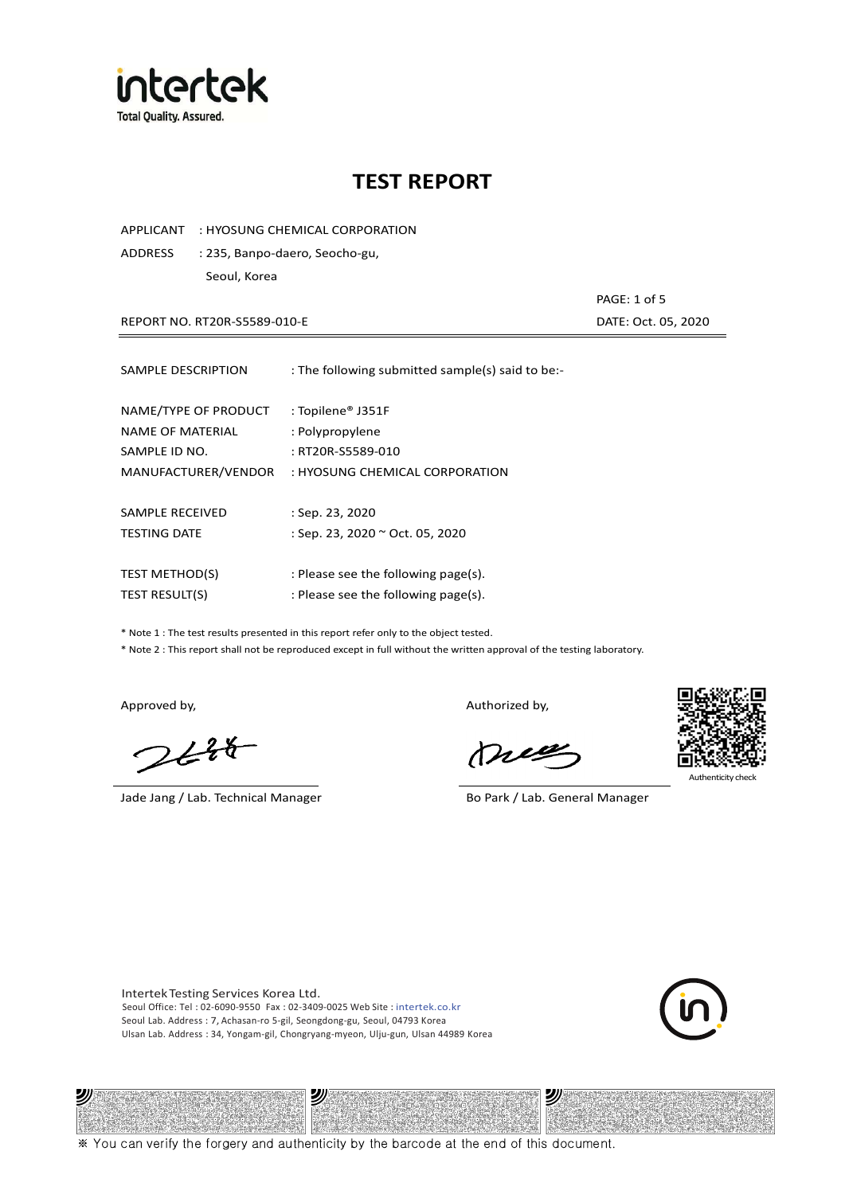# TEST REPORT

APPLICANT : HYOSUNG CHEMICAL CORPORATION

ADDRESS : 235, Banpo-daero, Seocho-gu, Seoul, Korea

REPORT NO. RT20R-S5589-010-E

DATE: Oct. 05, 2020

| | |
|---|---|
| SAMPLE DESCRIPTION | : The following submitted sample(s) said to be:- |
| NAME/TYPE OF PRODUCT | : Topilene® J351F |
| NAME OF MATERIAL | : Polypropylene |
| SAMPLE ID NO. | : RT20R-S5589-010 |
| MANUFACTURER/VENDOR | : HYOSUNG CHEMICAL CORPORATION |
| SAMPLE RECEIVED | : Sep. 23, 2020 |
| TESTING DATE | : Sep. 23, 2020 ~ Oct. 05, 2020 |
| TEST METHOD(S) | : Please see the following page(s). |
| TEST RESULT(S) | : Please see the following page(s). |

* Note 1 : The test results presented in this report refer only to the object tested.
* Note 2 : This report shall not be reproduced except in full without the written approval of the testing laboratory.

Approved by,

Jade Jang / Lab. Technical Manager

Authorized by,

Bo Park / Lab. General Manager

Authenticity check

Intertek Testing Services Korea Ltd.
Seoul Office: Tel : 02-6090-9550 Fax : 02-3409-0025 Web Site : intertek.co.kr
Seoul Lab. Address : 7, Achasan-ro 5-gil, Seongdong-gu, Seoul, 04793 Korea
Ulsan Lab. Address : 34, Yongam-gil, Chongryang-myeon, Ulju-gun, Ulsan 44989 Korea

※ You can verify the forgery and authenticity by the barcode at the end of this document.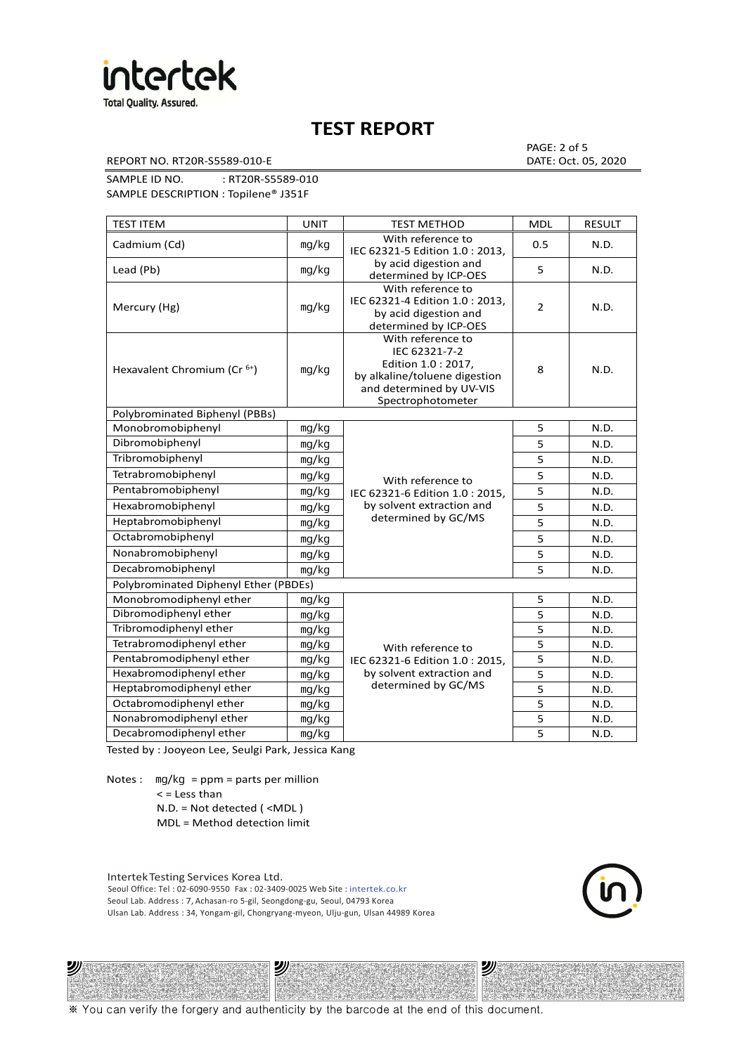# TEST REPORT

REPORT NO. RT20R-S5589-010-E

DATE: Oct. 05, 2020

SAMPLE ID NO. : RT20R-S5589-010

SAMPLE DESCRIPTION : Topilene® J351F

| TEST ITEM | UNIT | TEST METHOD | MDL | RESULT |
|---|---|---|---|---|
| Cadmium (Cd) | mg/kg | With reference to IEC 62321-5 Edition 1.0 : 2013, by acid digestion and determined by ICP-OES | 0.5 | N.D. |
| Lead (Pb) | mg/kg | | 5 | N.D. |
| Mercury (Hg) | mg/kg | With reference to IEC 62321-4 Edition 1.0 : 2013, by acid digestion and determined by ICP-OES | 2 | N.D. |
| Hexavalent Chromium ($Cr^{6+}$) | mg/kg | With reference to IEC 62321-7-2 Edition 1.0 : 2017, by alkaline/toluene digestion and determined by UV-VIS Spectrophotometer | 8 | N.D. |
| Polybrominated Biphenyl (PBBs) | | | | |
| Monobromobiphenyl | mg/kg | With reference to IEC 62321-6 Edition 1.0 : 2015, by solvent extraction and determined by GC/MS | 5 | N.D. |
| Dibromobiphenyl | mg/kg | | 5 | N.D. |
| Tribromobiphenyl | mg/kg | | 5 | N.D. |
| Tetrabromobiphenyl | mg/kg | | 5 | N.D. |
| Pentabromobiphenyl | mg/kg | | 5 | N.D. |
| Hexabromobiphenyl | mg/kg | | 5 | N.D. |
| Heptabromobiphenyl | mg/kg | | 5 | N.D. |
| Octabromobiphenyl | mg/kg | | 5 | N.D. |
| Nonabromobiphenyl | mg/kg | | 5 | N.D. |
| Decabromobiphenyl | mg/kg | | 5 | N.D. |
| Polybrominated Diphenyl Ether (PBDEs) | | | | |
| Monobromodiphenyl ether | mg/kg | With reference to IEC 62321-6 Edition 1.0 : 2015, by solvent extraction and determined by GC/MS | 5 | N.D. |
| Dibromodiphenyl ether | mg/kg | | 5 | N.D. |
| Tribromodiphenyl ether | mg/kg | | 5 | N.D. |
| Tetrabromodiphenyl ether | mg/kg | | 5 | N.D. |
| Pentabromodiphenyl ether | mg/kg | | 5 | N.D. |
| Hexabromodiphenyl ether | mg/kg | | 5 | N.D. |
| Heptabromodiphenyl ether | mg/kg | | 5 | N.D. |
| Octabromodiphenyl ether | mg/kg | | 5 | N.D. |
| Nonabromodiphenyl ether | mg/kg | | 5 | N.D. |
| Decabromodiphenyl ether | mg/kg | | 5 | N.D. |

Tested by : Jooyeon Lee, Seulgi Park, Jessica Kang

Notes : mg/kg = ppm = parts per million
< = Less than
N.D. = Not detected ( <MDL )
MDL = Method detection limit

Intertek Testing Services Korea Ltd.
Seoul Office: Tel : 02-6090-9550 Fax : 02-3409-0025 Web Site : intertek.co.kr
Seoul Lab. Address : 7, Achasan-ro 5-gil, Seongdong-gu, Seoul, 04793 Korea
Ulsan Lab. Address : 34, Yongam-gil, Chongryang-myeon, Ulju-gun, Ulsan 44989 Korea

※ You can verify the forgery and authenticity by the barcode at the end of this document.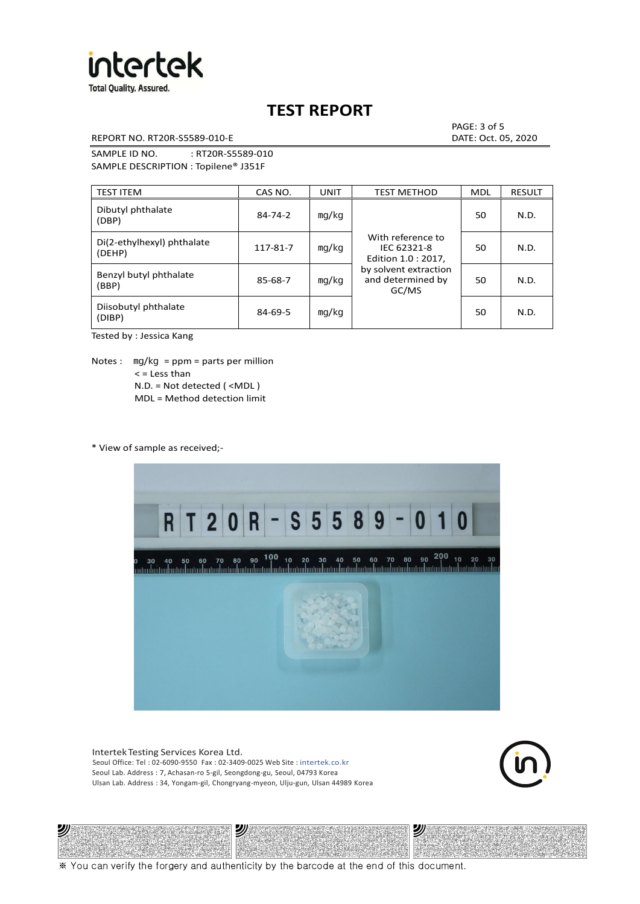# TEST REPORT

REPORT NO. RT20R-S5589-010-E

DATE: Oct. 05, 2020

SAMPLE ID NO. : RT20R-S5589-010

SAMPLE DESCRIPTION : Topilene® J351F

| TEST ITEM | CAS NO. | UNIT | TEST METHOD | MDL | RESULT |
|---|---|---|---|---|---|
| Dibutyl phthalate (DBP) | 84-74-2 | mg/kg | With reference to IEC 62321-8 Edition 1.0 : 2017, by solvent extraction and determined by GC/MS | 50 | N.D. |
| Di(2-ethylhexyl) phthalate (DEHP) | 117-81-7 | mg/kg | | 50 | N.D. |
| Benzyl butyl phthalate (BBP) | 85-68-7 | mg/kg | | 50 | N.D. |
| Diisobutyl phthalate (DIBP) | 84-69-5 | mg/kg | | 50 | N.D. |

Tested by : Jessica Kang

Notes : mg/kg = ppm = parts per million
< = Less than
N.D. = Not detected ( <MDL )
MDL = Method detection limit

\* View of sample as received;-

Intertek Testing Services Korea Ltd.
Seoul Office: Tel : 02-6090-9550 Fax : 02-3409-0025 Web Site : intertek.co.kr
Seoul Lab. Address : 7, Achasan-ro 5-gil, Seongdong-gu, Seoul, 04793 Korea
Ulsan Lab. Address : 34, Yongam-gil, Chongryang-myeon, Ulju-gun, Ulsan 44989 Korea

※ You can verify the forgery and authenticity by the barcode at the end of this document.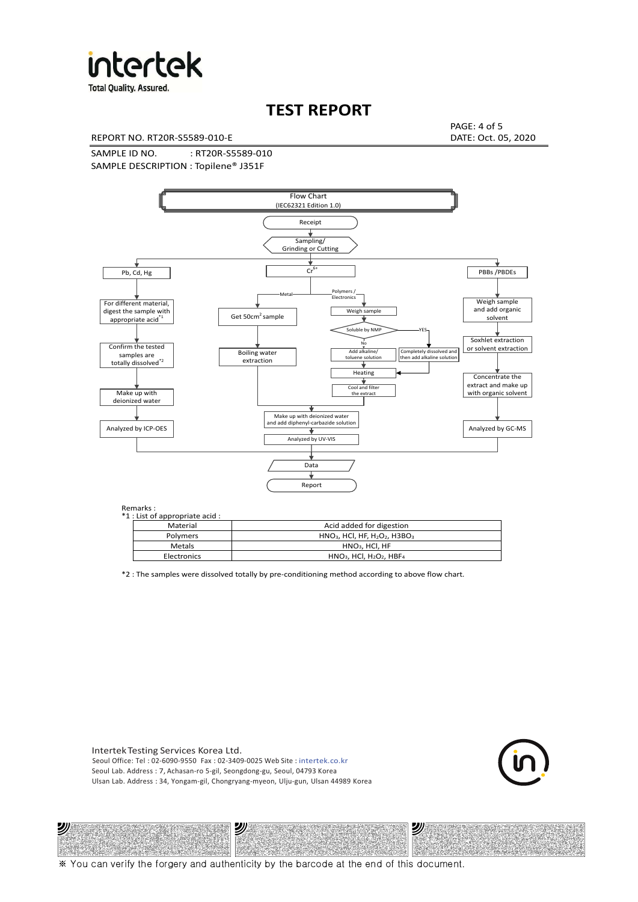# TEST REPORT

REPORT NO. RT20R-S5589-010-E

DATE: Oct. 05, 2020

SAMPLE ID NO. : RT20R-S5589-010

SAMPLE DESCRIPTION : Topilene® J351F

Flow Chart
(IEC62321 Edition 1.0)

Receipt → Sampling/ Grinding or Cutting

- Pb, Cd, Hg → For different material, digest the sample with appropriate acid *1 → Confirm the tested samples are totally dissolved *2 → Make up with deionized water → Analyzed by ICP-OES
- $Cr^{6+}$
  - Metal → Get 50cm² sample → Boiling water extraction → Make up with deionized water and add diphenyl-carbazide solution → Analyzed by UV-VIS
  - Polymers / Electronics → Weigh sample → Soluble by NMP
    - No → Add alkaline/ toluene solution → Heating → Cool and filter the extract → Make up with deionized water and add diphenyl-carbazide solution → Analyzed by UV-VIS
    - YES → Completely dissolved and then add alkaline solution → Heating
- PBBs /PBDEs → Weigh sample and add organic solvent → Soxhlet extraction or solvent extraction → Concentrate the extract and make up with organic solvent → Analyzed by GC-MS

→ Data → Report

Remarks :

*1 : List of appropriate acid :

| Material | Acid added for digestion |
|---|---|
| Polymers | $HNO_3$, HCl, HF, $H_2O_2$, $H3BO_3$ |
| Metals | $HNO_3$, HCl, HF |
| Electronics | $HNO_3$, HCl, $H_2O_2$, $HBF_4$ |

*2 : The samples were dissolved totally by pre-conditioning method according to above flow chart.

Intertek Testing Services Korea Ltd.
Seoul Office: Tel : 02-6090-9550 Fax : 02-3409-0025 Web Site : intertek.co.kr
Seoul Lab. Address : 7, Achasan-ro 5-gil, Seongdong-gu, Seoul, 04793 Korea
Ulsan Lab. Address : 34, Yongam-gil, Chongryang-myeon, Ulju-gun, Ulsan 44989 Korea

※ You can verify the forgery and authenticity by the barcode at the end of this document.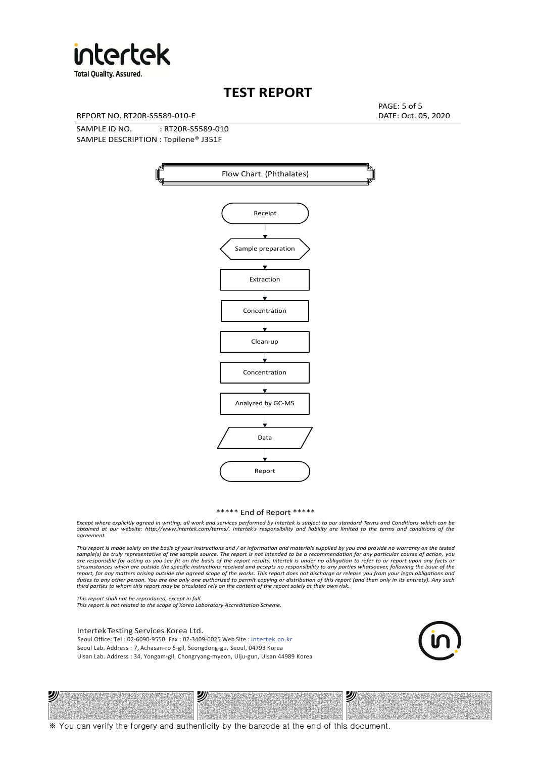# TEST REPORT

REPORT NO. RT20R-S5589-010-E

DATE: Oct. 05, 2020

SAMPLE ID NO. : RT20R-S5589-010

SAMPLE DESCRIPTION : Topilene® J351F

## Flow Chart (Phthalates)

Receipt

Sample preparation

Extraction

Concentration

Clean-up

Concentration

Analyzed by GC-MS

Data

Report

***** End of Report *****

*Except where explicitly agreed in writing, all work and services performed by Intertek is subject to our standard Terms and Conditions which can be obtained at our website: http://www.intertek.com/terms/. Intertek's responsibility and liability are limited to the terms and conditions of the agreement.*

*This report is made solely on the basis of your instructions and / or information and materials supplied by you and provide no warranty on the tested sample(s) be truly representative of the sample source. The report is not intended to be a recommendation for any particular course of action, you are responsible for acting as you see fit on the basis of the report results. Intertek is under no obligation to refer to or report upon any facts or circumstances which are outside the specific instructions received and accepts no responsibility to any parties whatsoever, following the issue of the report, for any matters arising outside the agreed scope of the works. This report does not discharge or release you from your legal obligations and duties to any other person. You are the only one authorized to permit copying or distribution of this report (and then only in its entirety). Any such third parties to whom this report may be circulated rely on the content of the report solely at their own risk.*

*This report shall not be reproduced, except in full.*
*This report is not related to the scope of Korea Laboratory Accreditation Scheme.*

Intertek Testing Services Korea Ltd.
Seoul Office: Tel : 02-6090-9550 Fax : 02-3409-0025 Web Site : intertek.co.kr
Seoul Lab. Address : 7, Achasan-ro 5-gil, Seongdong-gu, Seoul, 04793 Korea
Ulsan Lab. Address : 34, Yongam-gil, Chongryang-myeon, Ulju-gun, Ulsan 44989 Korea

※ You can verify the forgery and authenticity by the barcode at the end of this document.